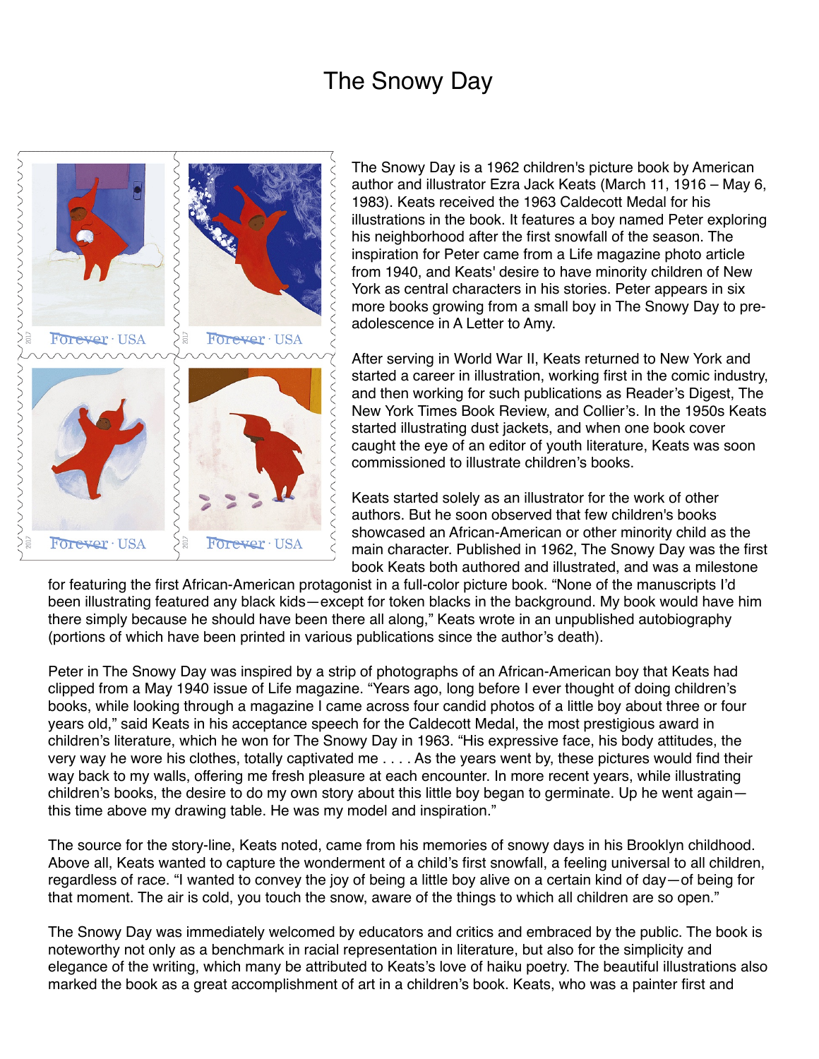# The Snowy Day

The Snowy Day is a 1962 children's picture book by American author and illustrator Ezra Jack Keats (March 11, 1916 – May 6, 1983). Keats received the 1963 Caldecott Medal for his illustrations in the book. It features a boy named Peter exploring his neighborhood after the first snowfall of the season. The inspiration for Peter came from a Life magazine photo article from 1940, and Keats' desire to have minority children of New York as central characters in his stories. Peter appears in six more books growing from a small boy in The Snowy Day to pre-adolescence in A Letter to Amy.

After serving in World War II, Keats returned to New York and started a career in illustration, working first in the comic industry, and then working for such publications as Reader's Digest, The New York Times Book Review, and Collier's. In the 1950s Keats started illustrating dust jackets, and when one book cover caught the eye of an editor of youth literature, Keats was soon commissioned to illustrate children's books.

Keats started solely as an illustrator for the work of other authors. But he soon observed that few children's books showcased an African-American or other minority child as the main character. Published in 1962, The Snowy Day was the first book Keats both authored and illustrated, and was a milestone for featuring the first African-American protagonist in a full-color picture book. "None of the manuscripts I'd been illustrating featured any black kids—except for token blacks in the background. My book would have him there simply because he should have been there all along," Keats wrote in an unpublished autobiography (portions of which have been printed in various publications since the author's death).

Peter in The Snowy Day was inspired by a strip of photographs of an African-American boy that Keats had clipped from a May 1940 issue of Life magazine. "Years ago, long before I ever thought of doing children's books, while looking through a magazine I came across four candid photos of a little boy about three or four years old," said Keats in his acceptance speech for the Caldecott Medal, the most prestigious award in children's literature, which he won for The Snowy Day in 1963. "His expressive face, his body attitudes, the very way he wore his clothes, totally captivated me . . . . As the years went by, these pictures would find their way back to my walls, offering me fresh pleasure at each encounter. In more recent years, while illustrating children's books, the desire to do my own story about this little boy began to germinate. Up he went again—this time above my drawing table. He was my model and inspiration."

The source for the story-line, Keats noted, came from his memories of snowy days in his Brooklyn childhood. Above all, Keats wanted to capture the wonderment of a child's first snowfall, a feeling universal to all children, regardless of race. "I wanted to convey the joy of being a little boy alive on a certain kind of day—of being for that moment. The air is cold, you touch the snow, aware of the things to which all children are so open."

The Snowy Day was immediately welcomed by educators and critics and embraced by the public. The book is noteworthy not only as a benchmark in racial representation in literature, but also for the simplicity and elegance of the writing, which many be attributed to Keats's love of haiku poetry. The beautiful illustrations also marked the book as a great accomplishment of art in a children's book. Keats, who was a painter first and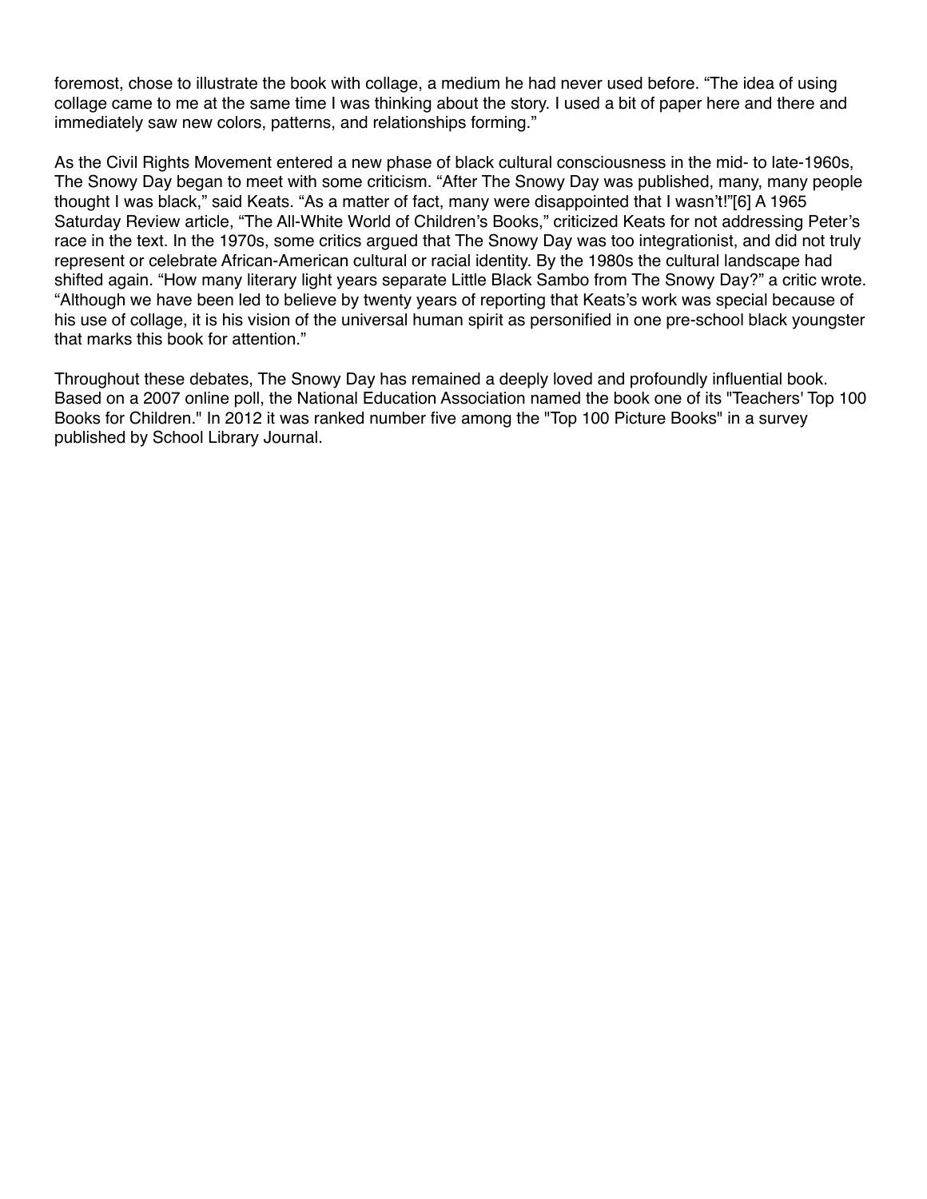foremost, chose to illustrate the book with collage, a medium he had never used before. "The idea of using collage came to me at the same time I was thinking about the story. I used a bit of paper here and there and immediately saw new colors, patterns, and relationships forming."

As the Civil Rights Movement entered a new phase of black cultural consciousness in the mid- to late-1960s, The Snowy Day began to meet with some criticism. "After The Snowy Day was published, many, many people thought I was black," said Keats. "As a matter of fact, many were disappointed that I wasn't!"[6] A 1965 Saturday Review article, "The All-White World of Children's Books," criticized Keats for not addressing Peter's race in the text. In the 1970s, some critics argued that The Snowy Day was too integrationist, and did not truly represent or celebrate African-American cultural or racial identity. By the 1980s the cultural landscape had shifted again. "How many literary light years separate Little Black Sambo from The Snowy Day?" a critic wrote. "Although we have been led to believe by twenty years of reporting that Keats's work was special because of his use of collage, it is his vision of the universal human spirit as personified in one pre-school black youngster that marks this book for attention."

Throughout these debates, The Snowy Day has remained a deeply loved and profoundly influential book. Based on a 2007 online poll, the National Education Association named the book one of its "Teachers' Top 100 Books for Children." In 2012 it was ranked number five among the "Top 100 Picture Books" in a survey published by School Library Journal.